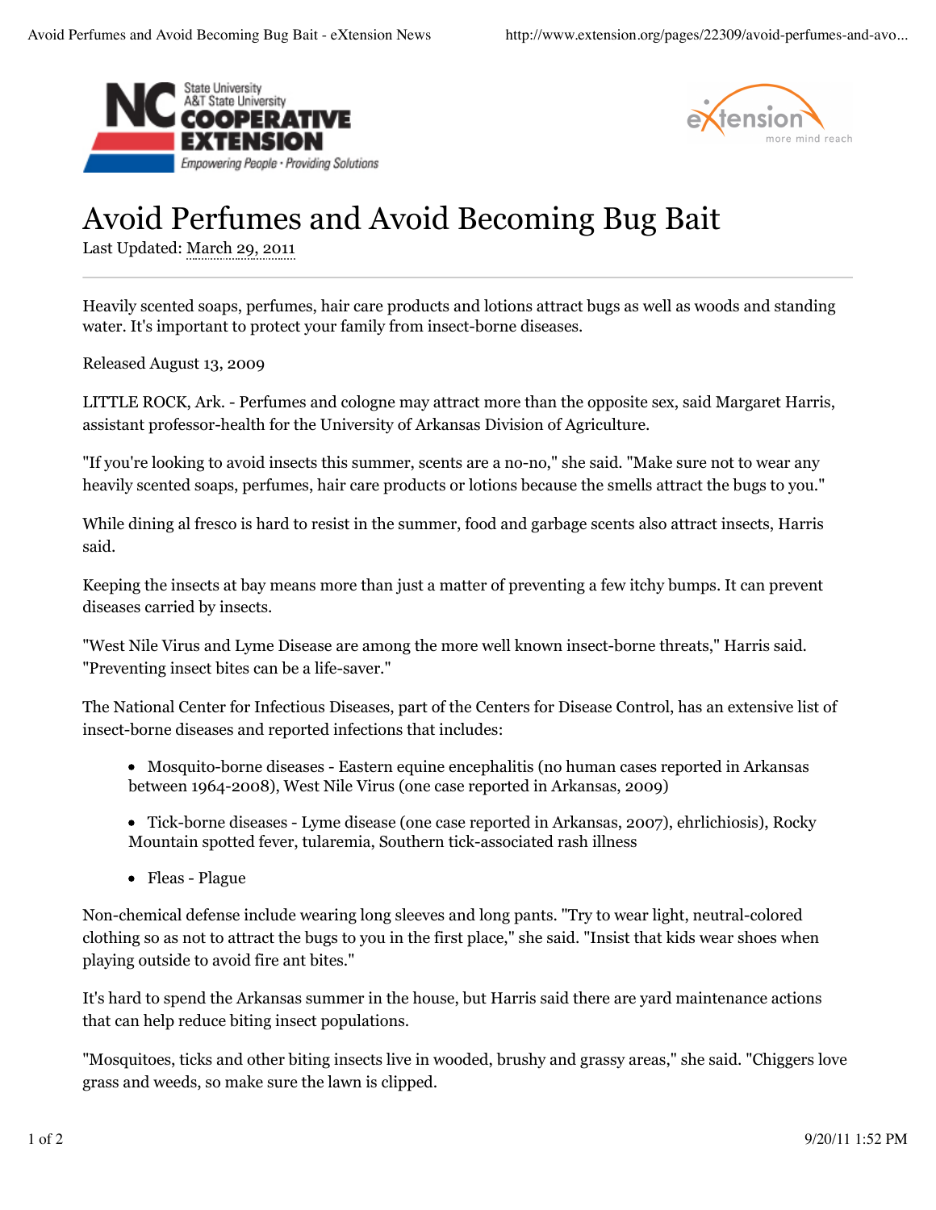# Avoid Perfumes and Avoid Becoming Bug Bait

Last Updated: March 29, 2011

Heavily scented soaps, perfumes, hair care products and lotions attract bugs as well as woods and standing water. It's important to protect your family from insect-borne diseases.

Released August 13, 2009

LITTLE ROCK, Ark. - Perfumes and cologne may attract more than the opposite sex, said Margaret Harris, assistant professor-health for the University of Arkansas Division of Agriculture.

"If you're looking to avoid insects this summer, scents are a no-no," she said. "Make sure not to wear any heavily scented soaps, perfumes, hair care products or lotions because the smells attract the bugs to you."

While dining al fresco is hard to resist in the summer, food and garbage scents also attract insects, Harris said.

Keeping the insects at bay means more than just a matter of preventing a few itchy bumps. It can prevent diseases carried by insects.

"West Nile Virus and Lyme Disease are among the more well known insect-borne threats," Harris said. "Preventing insect bites can be a life-saver."

The National Center for Infectious Diseases, part of the Centers for Disease Control, has an extensive list of insect-borne diseases and reported infections that includes:

- Mosquito-borne diseases - Eastern equine encephalitis (no human cases reported in Arkansas between 1964-2008), West Nile Virus (one case reported in Arkansas, 2009)
- Tick-borne diseases - Lyme disease (one case reported in Arkansas, 2007), ehrlichiosis), Rocky Mountain spotted fever, tularemia, Southern tick-associated rash illness
- Fleas - Plague

Non-chemical defense include wearing long sleeves and long pants. "Try to wear light, neutral-colored clothing so as not to attract the bugs to you in the first place," she said. "Insist that kids wear shoes when playing outside to avoid fire ant bites."

It's hard to spend the Arkansas summer in the house, but Harris said there are yard maintenance actions that can help reduce biting insect populations.

"Mosquitoes, ticks and other biting insects live in wooded, brushy and grassy areas," she said. "Chiggers love grass and weeds, so make sure the lawn is clipped.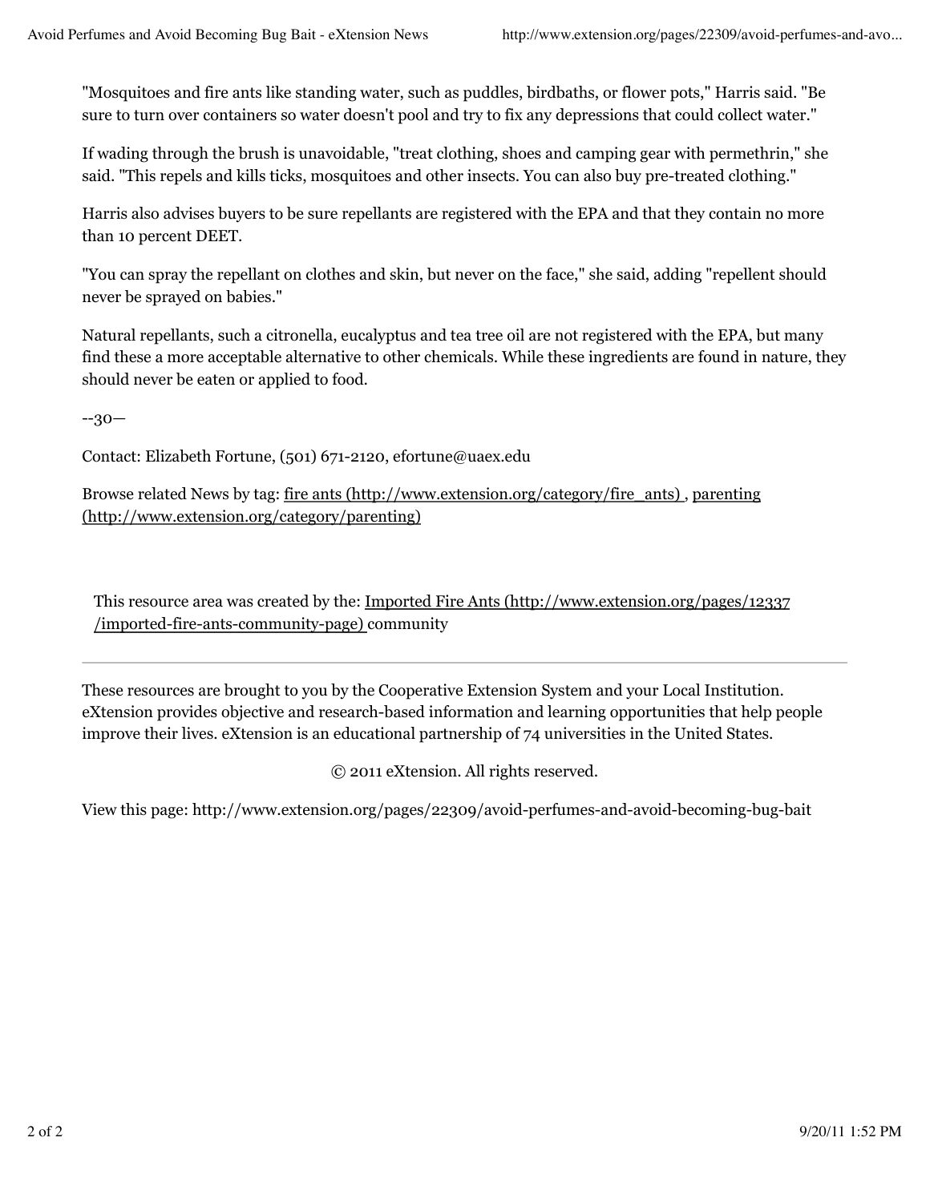"Mosquitoes and fire ants like standing water, such as puddles, birdbaths, or flower pots," Harris said. "Be sure to turn over containers so water doesn't pool and try to fix any depressions that could collect water."

If wading through the brush is unavoidable, "treat clothing, shoes and camping gear with permethrin," she said. "This repels and kills ticks, mosquitoes and other insects. You can also buy pre-treated clothing."

Harris also advises buyers to be sure repellants are registered with the EPA and that they contain no more than 10 percent DEET.

"You can spray the repellant on clothes and skin, but never on the face," she said, adding "repellent should never be sprayed on babies."

Natural repellants, such a citronella, eucalyptus and tea tree oil are not registered with the EPA, but many find these a more acceptable alternative to other chemicals. While these ingredients are found in nature, they should never be eaten or applied to food.

--30—

Contact: Elizabeth Fortune, (501) 671-2120, efortune@uaex.edu

Browse related News by tag: fire ants (http://www.extension.org/category/fire_ants) , parenting (http://www.extension.org/category/parenting)

This resource area was created by the: Imported Fire Ants (http://www.extension.org/pages/12337/imported-fire-ants-community-page) community

---

These resources are brought to you by the Cooperative Extension System and your Local Institution. eXtension provides objective and research-based information and learning opportunities that help people improve their lives. eXtension is an educational partnership of 74 universities in the United States.

© 2011 eXtension. All rights reserved.

View this page: http://www.extension.org/pages/22309/avoid-perfumes-and-avoid-becoming-bug-bait